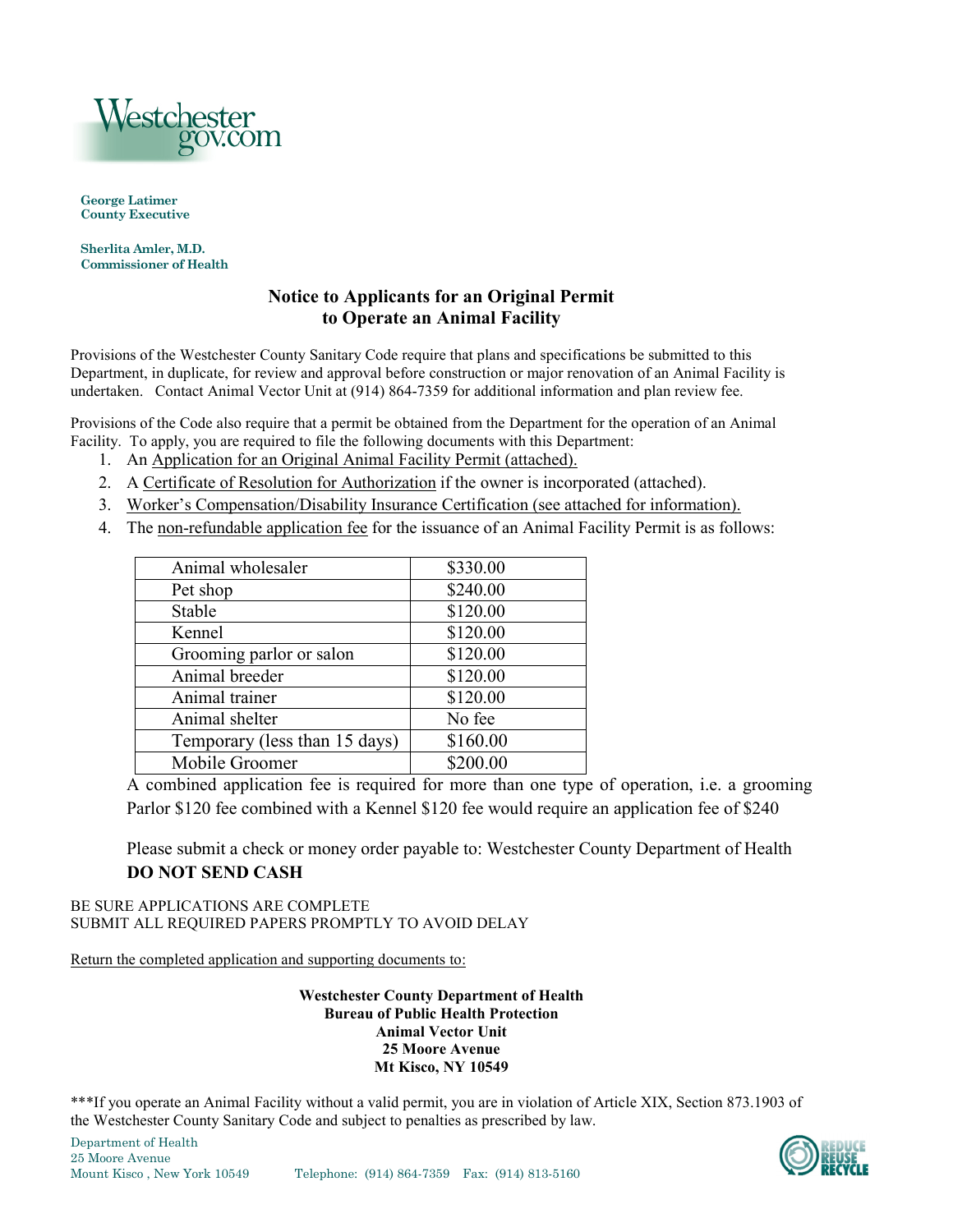Westchester gov.com

**George Latimer**
**County Executive**

**Sherlita Amler, M.D.**
**Commissioner of Health**

# Notice to Applicants for an Original Permit to Operate an Animal Facility

Provisions of the Westchester County Sanitary Code require that plans and specifications be submitted to this Department, in duplicate, for review and approval before construction or major renovation of an Animal Facility is undertaken. Contact Animal Vector Unit at (914) 864-7359 for additional information and plan review fee.

Provisions of the Code also require that a permit be obtained from the Department for the operation of an Animal Facility. To apply, you are required to file the following documents with this Department:

1. An Application for an Original Animal Facility Permit (attached).
2. A Certificate of Resolution for Authorization if the owner is incorporated (attached).
3. Worker's Compensation/Disability Insurance Certification (see attached for information).
4. The non-refundable application fee for the issuance of an Animal Facility Permit is as follows:

| | |
|---|---|
| Animal wholesaler | $330.00 |
| Pet shop | $240.00 |
| Stable | $120.00 |
| Kennel | $120.00 |
| Grooming parlor or salon | $120.00 |
| Animal breeder | $120.00 |
| Animal trainer | $120.00 |
| Animal shelter | No fee |
| Temporary (less than 15 days) | $160.00 |
| Mobile Groomer | $200.00 |

A combined application fee is required for more than one type of operation, i.e. a grooming Parlor $120 fee combined with a Kennel $120 fee would require an application fee of $240

Please submit a check or money order payable to: Westchester County Department of Health
**DO NOT SEND CASH**

BE SURE APPLICATIONS ARE COMPLETE
SUBMIT ALL REQUIRED PAPERS PROMPTLY TO AVOID DELAY

Return the completed application and supporting documents to:

**Westchester County Department of Health**
**Bureau of Public Health Protection**
**Animal Vector Unit**
**25 Moore Avenue**
**Mt Kisco, NY 10549**

***If you operate an Animal Facility without a valid permit, you are in violation of Article XIX, Section 873.1903 of the Westchester County Sanitary Code and subject to penalties as prescribed by law.

Department of Health
25 Moore Avenue
Mount Kisco , New York 10549 Telephone: (914) 864-7359 Fax: (914) 813-5160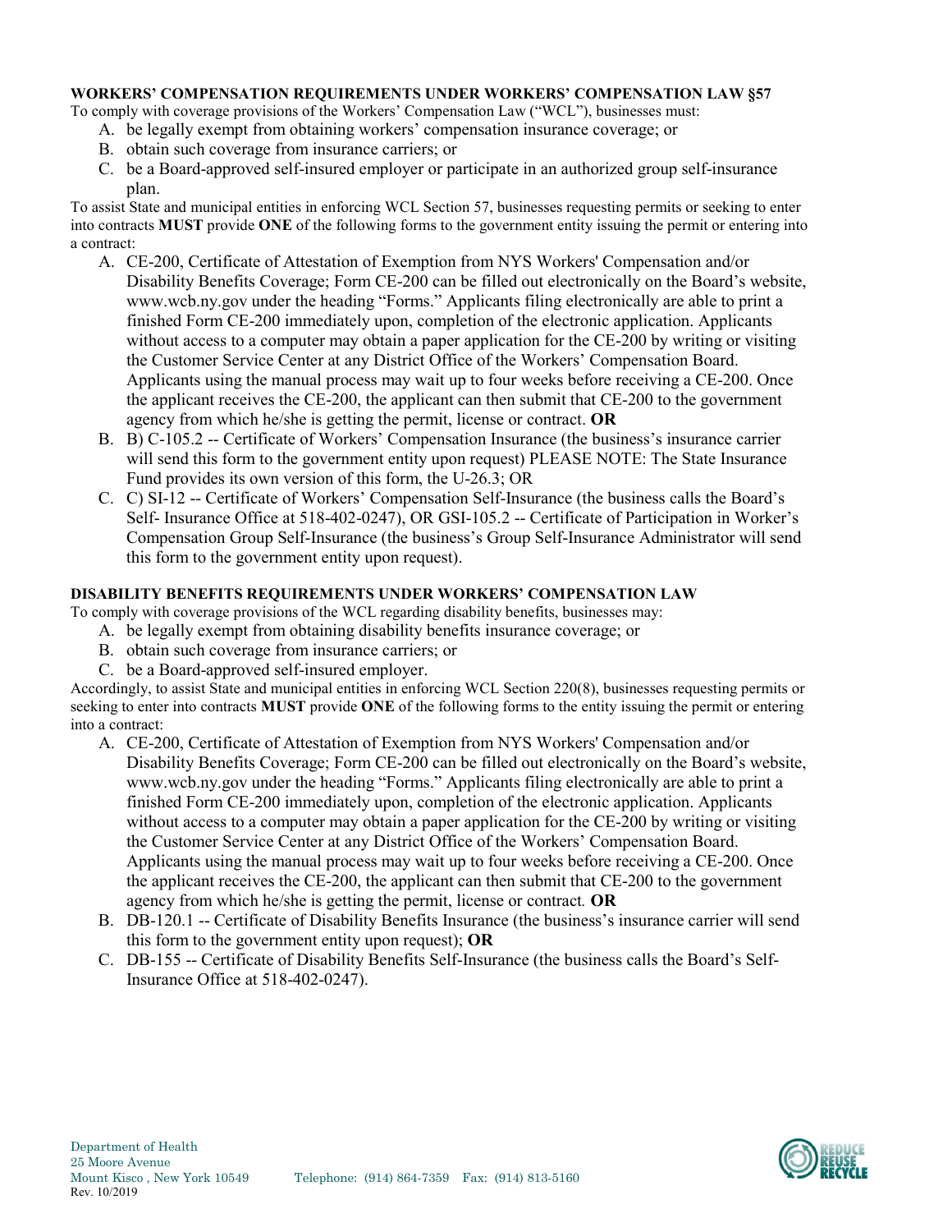**WORKERS' COMPENSATION REQUIREMENTS UNDER WORKERS' COMPENSATION LAW §57**

To comply with coverage provisions of the Workers' Compensation Law ("WCL"), businesses must:

A. be legally exempt from obtaining workers' compensation insurance coverage; or
B. obtain such coverage from insurance carriers; or
C. be a Board-approved self-insured employer or participate in an authorized group self-insurance plan.

To assist State and municipal entities in enforcing WCL Section 57, businesses requesting permits or seeking to enter into contracts **MUST** provide **ONE** of the following forms to the government entity issuing the permit or entering into a contract:

A. CE-200, Certificate of Attestation of Exemption from NYS Workers' Compensation and/or Disability Benefits Coverage; Form CE-200 can be filled out electronically on the Board's website, www.wcb.ny.gov under the heading "Forms." Applicants filing electronically are able to print a finished Form CE-200 immediately upon, completion of the electronic application. Applicants without access to a computer may obtain a paper application for the CE-200 by writing or visiting the Customer Service Center at any District Office of the Workers' Compensation Board. Applicants using the manual process may wait up to four weeks before receiving a CE-200. Once the applicant receives the CE-200, the applicant can then submit that CE-200 to the government agency from which he/she is getting the permit, license or contract. **OR**
B. B) C-105.2 -- Certificate of Workers' Compensation Insurance (the business's insurance carrier will send this form to the government entity upon request) PLEASE NOTE: The State Insurance Fund provides its own version of this form, the U-26.3; OR
C. C) SI-12 -- Certificate of Workers' Compensation Self-Insurance (the business calls the Board's Self- Insurance Office at 518-402-0247), OR GSI-105.2 -- Certificate of Participation in Worker's Compensation Group Self-Insurance (the business's Group Self-Insurance Administrator will send this form to the government entity upon request).

**DISABILITY BENEFITS REQUIREMENTS UNDER WORKERS' COMPENSATION LAW**

To comply with coverage provisions of the WCL regarding disability benefits, businesses may:

A. be legally exempt from obtaining disability benefits insurance coverage; or
B. obtain such coverage from insurance carriers; or
C. be a Board-approved self-insured employer.

Accordingly, to assist State and municipal entities in enforcing WCL Section 220(8), businesses requesting permits or seeking to enter into contracts **MUST** provide **ONE** of the following forms to the entity issuing the permit or entering into a contract:

A. CE-200, Certificate of Attestation of Exemption from NYS Workers' Compensation and/or Disability Benefits Coverage; Form CE-200 can be filled out electronically on the Board's website, www.wcb.ny.gov under the heading "Forms." Applicants filing electronically are able to print a finished Form CE-200 immediately upon, completion of the electronic application. Applicants without access to a computer may obtain a paper application for the CE-200 by writing or visiting the Customer Service Center at any District Office of the Workers' Compensation Board. Applicants using the manual process may wait up to four weeks before receiving a CE-200. Once the applicant receives the CE-200, the applicant can then submit that CE-200 to the government agency from which he/she is getting the permit, license or contract. **OR**
B. DB-120.1 -- Certificate of Disability Benefits Insurance (the business's insurance carrier will send this form to the government entity upon request); **OR**
C. DB-155 -- Certificate of Disability Benefits Self-Insurance (the business calls the Board's Self-Insurance Office at 518-402-0247).

Department of Health
25 Moore Avenue
Mount Kisco , New York 10549 Telephone: (914) 864-7359 Fax: (914) 813-5160
Rev. 10/2019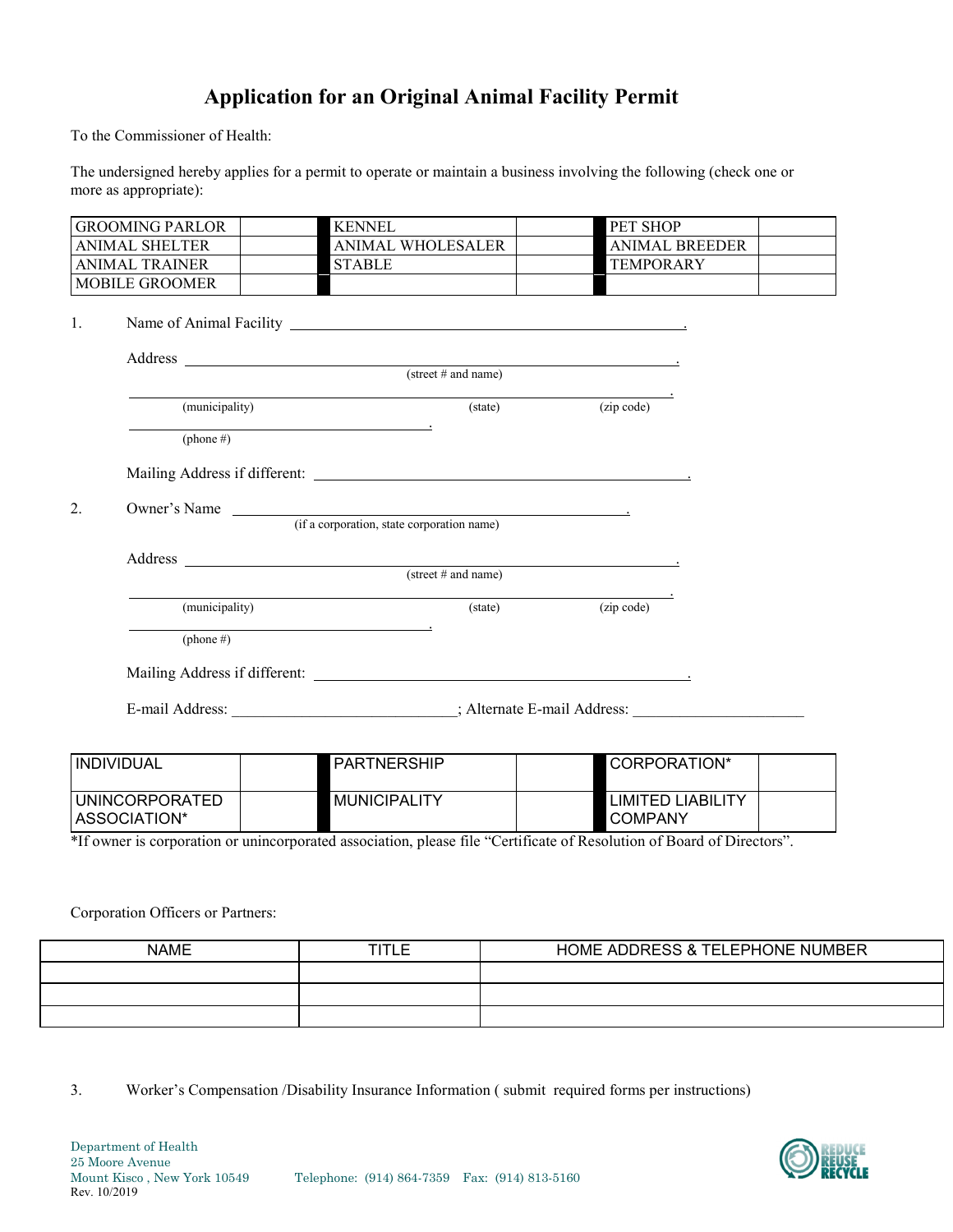# Application for an Original Animal Facility Permit

To the Commissioner of Health:

The undersigned hereby applies for a permit to operate or maintain a business involving the following (check one or more as appropriate):

| GROOMING PARLOR | | KENNEL | | PET SHOP | |
|---|---|---|---|---|---|
| ANIMAL SHELTER | | ANIMAL WHOLESALER | | ANIMAL BREEDER | |
| ANIMAL TRAINER | | STABLE | | TEMPORARY | |
| MOBILE GROOMER | | | | | |

1. Name of Animal Facility \_\_\_\_\_\_\_\_\_\_\_\_\_\_\_\_\_\_\_\_\_\_\_\_\_\_\_\_\_\_\_\_\_\_\_\_\_\_\_\_.

   Address \_\_\_\_\_\_\_\_\_\_\_\_\_\_\_\_\_\_\_\_\_\_\_\_\_\_\_\_\_\_\_\_\_\_\_\_\_\_\_\_\_\_\_\_\_\_.
   (street # and name)

   \_\_\_\_\_\_\_\_\_\_\_\_\_\_\_\_\_\_\_\_\_\_\_\_\_\_\_\_\_\_\_\_\_\_\_\_\_\_\_\_\_\_\_\_\_\_\_\_\_\_\_\_.
   (municipality) (state) (zip code)

   \_\_\_\_\_\_\_\_\_\_\_\_\_\_\_\_\_\_\_\_\_\_\_\_\_\_\_\_\_\_.
   (phone #)

   Mailing Address if different: \_\_\_\_\_\_\_\_\_\_\_\_\_\_\_\_\_\_\_\_\_\_\_\_\_\_\_\_\_\_\_\_\_\_\_\_\_\_\_\_.

2. Owner's Name \_\_\_\_\_\_\_\_\_\_\_\_\_\_\_\_\_\_\_\_\_\_\_\_\_\_\_\_\_\_\_\_\_\_\_\_\_\_\_\_.
   (if a corporation, state corporation name)

   Address \_\_\_\_\_\_\_\_\_\_\_\_\_\_\_\_\_\_\_\_\_\_\_\_\_\_\_\_\_\_\_\_\_\_\_\_\_\_\_\_\_\_\_\_\_\_.
   (street # and name)

   \_\_\_\_\_\_\_\_\_\_\_\_\_\_\_\_\_\_\_\_\_\_\_\_\_\_\_\_\_\_\_\_\_\_\_\_\_\_\_\_\_\_\_\_\_\_\_\_\_\_\_\_.
   (municipality) (state) (zip code)

   \_\_\_\_\_\_\_\_\_\_\_\_\_\_\_\_\_\_\_\_\_\_\_\_\_\_\_\_\_\_.
   (phone #)

   Mailing Address if different: \_\_\_\_\_\_\_\_\_\_\_\_\_\_\_\_\_\_\_\_\_\_\_\_\_\_\_\_\_\_\_\_\_\_\_\_\_\_\_\_.

   E-mail Address: \_\_\_\_\_\_\_\_\_\_\_\_\_\_\_\_\_\_\_\_\_\_\_\_\_\_\_\_\_; Alternate E-mail Address: \_\_\_\_\_\_\_\_\_\_\_\_\_\_\_\_\_\_\_\_\_\_

| INDIVIDUAL | | PARTNERSHIP | | CORPORATION* | |
|---|---|---|---|---|---|
| UNINCORPORATED ASSOCIATION* | | MUNICIPALITY | | LIMITED LIABILITY COMPANY | |

*If owner is corporation or unincorporated association, please file "Certificate of Resolution of Board of Directors".

Corporation Officers or Partners:

| NAME | TITLE | HOME ADDRESS & TELEPHONE NUMBER |
|---|---|---|
| | | |
| | | |
| | | |

3. Worker's Compensation /Disability Insurance Information ( submit required forms per instructions)

Department of Health
25 Moore Avenue
Mount Kisco , New York 10549 Telephone: (914) 864-7359 Fax: (914) 813-5160
Rev. 10/2019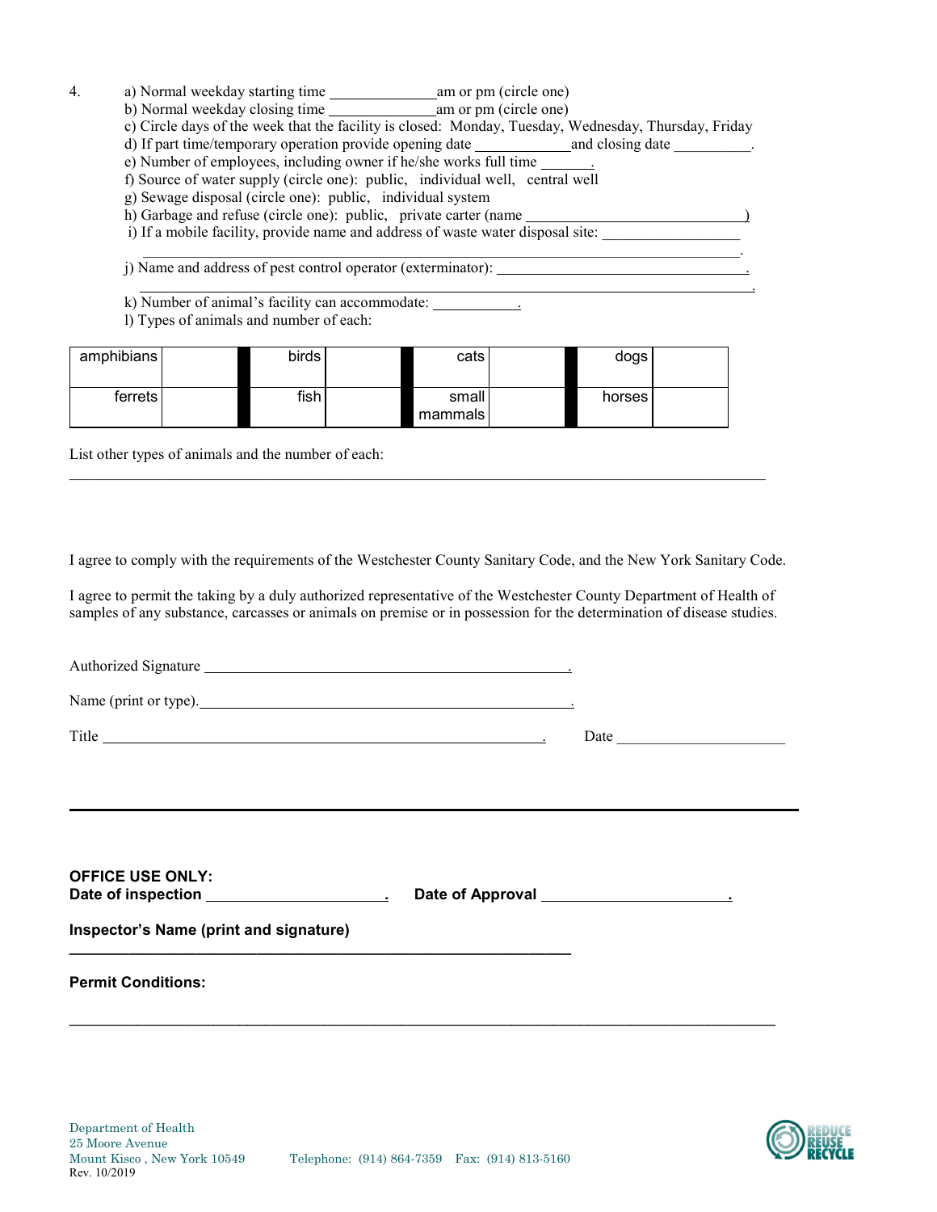4. a) Normal weekday starting time ______________am or pm (circle one)
   b) Normal weekday closing time ______________am or pm (circle one)
   c) Circle days of the week that the facility is closed: Monday, Tuesday, Wednesday, Thursday, Friday
   d) If part time/temporary operation provide opening date ____________and closing date __________.
   e) Number of employees, including owner if he/she works full time ______.
   f) Source of water supply (circle one): public, individual well, central well
   g) Sewage disposal (circle one): public, individual system
   h) Garbage and refuse (circle one): public, private carter (name ____________________________)
   i) If a mobile facility, provide name and address of waste water disposal site: _________________
   ________________________________________________________________________________.
   j) Name and address of pest control operator (exterminator): ______________________________.
   ________________________________________________________________________________.
   k) Number of animal's facility can accommodate: __________.
   l) Types of animals and number of each:

| amphibians | | birds | | cats | | dogs | |
|---|---|---|---|---|---|---|---|
| ferrets | | fish | | small mammals | | horses | |

List other types of animals and the number of each:

______________________________________________________________________________________________

I agree to comply with the requirements of the Westchester County Sanitary Code, and the New York Sanitary Code.

I agree to permit the taking by a duly authorized representative of the Westchester County Department of Health of samples of any substance, carcasses or animals on premise or in possession for the determination of disease studies.

Authorized Signature ______________________________________________.

Name (print or type).______________________________________________.

Title ________________________________________________________. Date ______________________

---

**OFFICE USE ONLY:**
**Date of inspection ____________________. Date of Approval _____________________.**

**Inspector's Name (print and signature)**

**________________________________________________________**

**Permit Conditions:**

______________________________________________________________________________________________

Department of Health
25 Moore Avenue
Mount Kisco , New York 10549 Telephone: (914) 864-7359 Fax: (914) 813-5160
Rev. 10/2019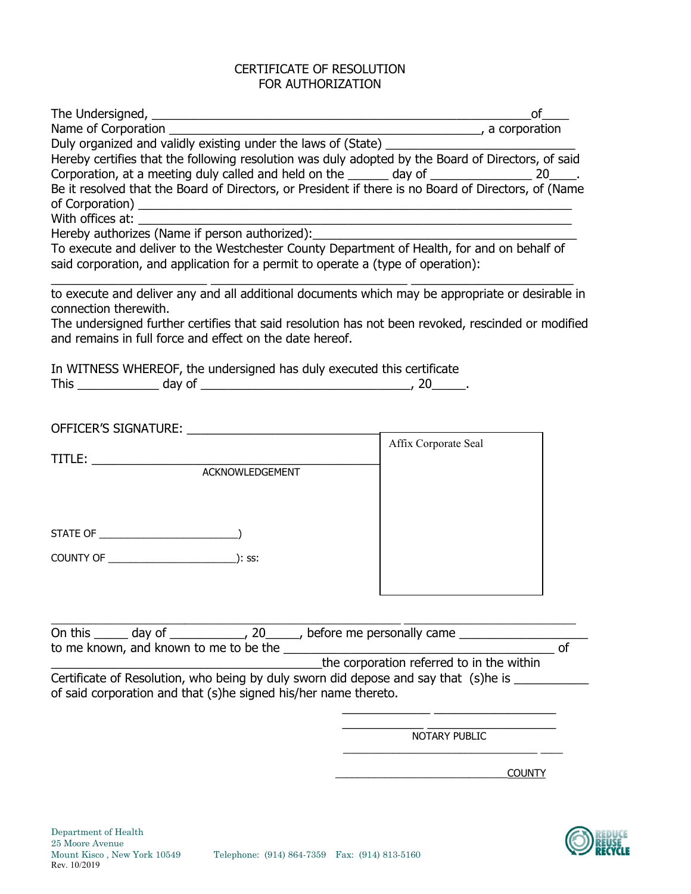# CERTIFICATE OF RESOLUTION
# FOR AUTHORIZATION

The Undersigned, ___________________________________________________________of____
Name of Corporation _________________________________________________, a corporation
Duly organized and validly existing under the laws of (State) ____________________________
Hereby certifies that the following resolution was duly adopted by the Board of Directors, of said Corporation, at a meeting duly called and held on the ______ day of _______________ 20____.
Be it resolved that the Board of Directors, or President if there is no Board of Directors, of (Name of Corporation) _____________________________________________________________________
With offices at: _______________________________________________________________________
Hereby authorizes (Name if person authorized):________________________________________
To execute and deliver to the Westchester County Department of Health, for and on behalf of said corporation, and application for a permit to operate a (type of operation):

_______________________ _____________________________ ________________________

to execute and deliver any and all additional documents which may be appropriate or desirable in connection therewith.
The undersigned further certifies that said resolution has not been revoked, rescinded or modified and remains in full force and effect on the date hereof.

In WITNESS WHEREOF, the undersigned has duly executed this certificate
This ____________ day of _______________________________, 20_____.

OFFICER'S SIGNATURE: ____________________________

TITLE: ________________________________________________

Affix Corporate Seal

ACKNOWLEDGEMENT

STATE OF ________________________)

COUNTY OF ______________________): ss:

__________________________________________________ __________________________

On this _____ day of ___________, 20_____, before me personally came ___________________
to me known, and known to me to be the _________________________________________ of
_________________________________________the corporation referred to in the within
Certificate of Resolution, who being by duly sworn did depose and say that (s)he is ___________
of said corporation and that (s)he signed his/her name thereto.

_____________ __________________
_____________ ____________________
NOTARY PUBLIC
_________________________________ ____
_____________________________COUNTY

Department of Health
25 Moore Avenue
Mount Kisco , New York 10549
Telephone: (914) 864-7359 Fax: (914) 813-5160
Rev. 10/2019

REDUCE REUSE RECYCLE